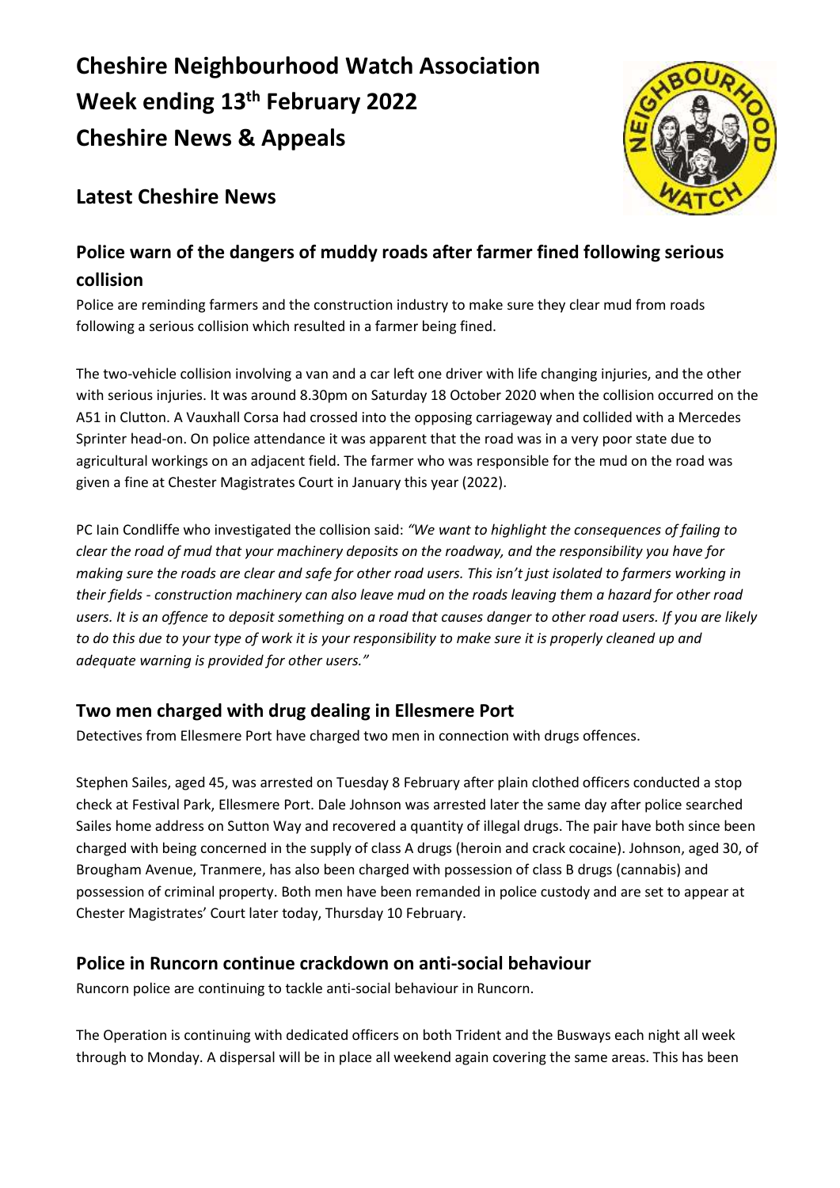# Cheshire Neighbourhood Watch Association
# Week ending 13th February 2022
# Cheshire News & Appeals

## Latest Cheshire News

### Police warn of the dangers of muddy roads after farmer fined following serious collision

Police are reminding farmers and the construction industry to make sure they clear mud from roads following a serious collision which resulted in a farmer being fined.

The two-vehicle collision involving a van and a car left one driver with life changing injuries, and the other with serious injuries. It was around 8.30pm on Saturday 18 October 2020 when the collision occurred on the A51 in Clutton. A Vauxhall Corsa had crossed into the opposing carriageway and collided with a Mercedes Sprinter head-on. On police attendance it was apparent that the road was in a very poor state due to agricultural workings on an adjacent field. The farmer who was responsible for the mud on the road was given a fine at Chester Magistrates Court in January this year (2022).

PC Iain Condliffe who investigated the collision said: *"We want to highlight the consequences of failing to clear the road of mud that your machinery deposits on the roadway, and the responsibility you have for making sure the roads are clear and safe for other road users. This isn't just isolated to farmers working in their fields - construction machinery can also leave mud on the roads leaving them a hazard for other road users. It is an offence to deposit something on a road that causes danger to other road users. If you are likely to do this due to your type of work it is your responsibility to make sure it is properly cleaned up and adequate warning is provided for other users."*

### Two men charged with drug dealing in Ellesmere Port

Detectives from Ellesmere Port have charged two men in connection with drugs offences.

Stephen Sailes, aged 45, was arrested on Tuesday 8 February after plain clothed officers conducted a stop check at Festival Park, Ellesmere Port. Dale Johnson was arrested later the same day after police searched Sailes home address on Sutton Way and recovered a quantity of illegal drugs. The pair have both since been charged with being concerned in the supply of class A drugs (heroin and crack cocaine). Johnson, aged 30, of Brougham Avenue, Tranmere, has also been charged with possession of class B drugs (cannabis) and possession of criminal property. Both men have been remanded in police custody and are set to appear at Chester Magistrates' Court later today, Thursday 10 February.

### Police in Runcorn continue crackdown on anti-social behaviour

Runcorn police are continuing to tackle anti-social behaviour in Runcorn.

The Operation is continuing with dedicated officers on both Trident and the Busways each night all week through to Monday. A dispersal will be in place all weekend again covering the same areas. This has been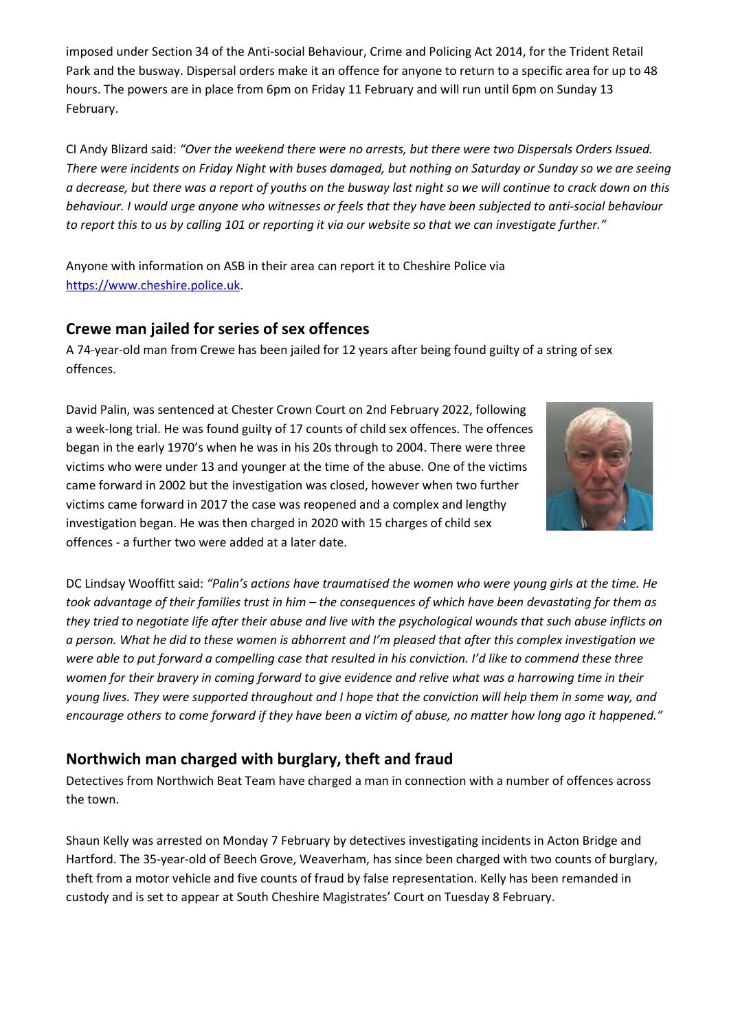imposed under Section 34 of the Anti-social Behaviour, Crime and Policing Act 2014, for the Trident Retail Park and the busway. Dispersal orders make it an offence for anyone to return to a specific area for up to 48 hours. The powers are in place from 6pm on Friday 11 February and will run until 6pm on Sunday 13 February.

CI Andy Blizard said: *"Over the weekend there were no arrests, but there were two Dispersals Orders Issued. There were incidents on Friday Night with buses damaged, but nothing on Saturday or Sunday so we are seeing a decrease, but there was a report of youths on the busway last night so we will continue to crack down on this behaviour. I would urge anyone who witnesses or feels that they have been subjected to anti-social behaviour to report this to us by calling 101 or reporting it via our website so that we can investigate further."*

Anyone with information on ASB in their area can report it to Cheshire Police via https://www.cheshire.police.uk.

## Crewe man jailed for series of sex offences

A 74-year-old man from Crewe has been jailed for 12 years after being found guilty of a string of sex offences.

David Palin, was sentenced at Chester Crown Court on 2nd February 2022, following a week-long trial. He was found guilty of 17 counts of child sex offences. The offences began in the early 1970's when he was in his 20s through to 2004. There were three victims who were under 13 and younger at the time of the abuse. One of the victims came forward in 2002 but the investigation was closed, however when two further victims came forward in 2017 the case was reopened and a complex and lengthy investigation began. He was then charged in 2020 with 15 charges of child sex offences - a further two were added at a later date.

DC Lindsay Wooffitt said: *"Palin's actions have traumatised the women who were young girls at the time. He took advantage of their families trust in him – the consequences of which have been devastating for them as they tried to negotiate life after their abuse and live with the psychological wounds that such abuse inflicts on a person. What he did to these women is abhorrent and I'm pleased that after this complex investigation we were able to put forward a compelling case that resulted in his conviction. I'd like to commend these three women for their bravery in coming forward to give evidence and relive what was a harrowing time in their young lives. They were supported throughout and I hope that the conviction will help them in some way, and encourage others to come forward if they have been a victim of abuse, no matter how long ago it happened."*

## Northwich man charged with burglary, theft and fraud

Detectives from Northwich Beat Team have charged a man in connection with a number of offences across the town.

Shaun Kelly was arrested on Monday 7 February by detectives investigating incidents in Acton Bridge and Hartford. The 35-year-old of Beech Grove, Weaverham, has since been charged with two counts of burglary, theft from a motor vehicle and five counts of fraud by false representation. Kelly has been remanded in custody and is set to appear at South Cheshire Magistrates' Court on Tuesday 8 February.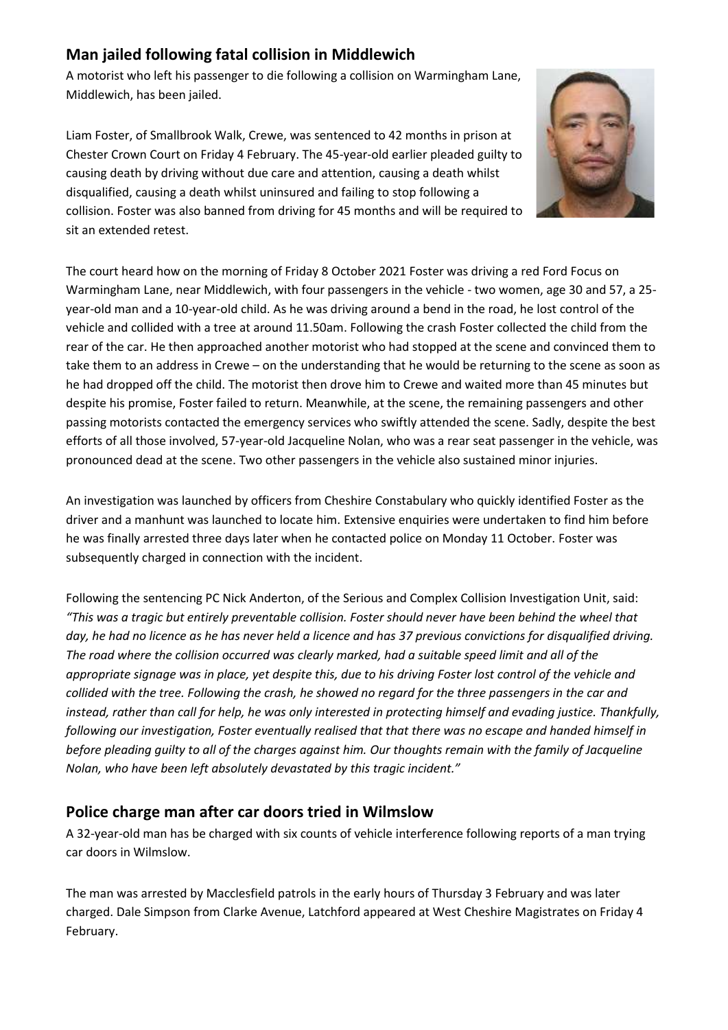## Man jailed following fatal collision in Middlewich

A motorist who left his passenger to die following a collision on Warmingham Lane, Middlewich, has been jailed.

Liam Foster, of Smallbrook Walk, Crewe, was sentenced to 42 months in prison at Chester Crown Court on Friday 4 February. The 45-year-old earlier pleaded guilty to causing death by driving without due care and attention, causing a death whilst disqualified, causing a death whilst uninsured and failing to stop following a collision. Foster was also banned from driving for 45 months and will be required to sit an extended retest.

The court heard how on the morning of Friday 8 October 2021 Foster was driving a red Ford Focus on Warmingham Lane, near Middlewich, with four passengers in the vehicle - two women, age 30 and 57, a 25-year-old man and a 10-year-old child. As he was driving around a bend in the road, he lost control of the vehicle and collided with a tree at around 11.50am. Following the crash Foster collected the child from the rear of the car. He then approached another motorist who had stopped at the scene and convinced them to take them to an address in Crewe – on the understanding that he would be returning to the scene as soon as he had dropped off the child. The motorist then drove him to Crewe and waited more than 45 minutes but despite his promise, Foster failed to return. Meanwhile, at the scene, the remaining passengers and other passing motorists contacted the emergency services who swiftly attended the scene. Sadly, despite the best efforts of all those involved, 57-year-old Jacqueline Nolan, who was a rear seat passenger in the vehicle, was pronounced dead at the scene. Two other passengers in the vehicle also sustained minor injuries.

An investigation was launched by officers from Cheshire Constabulary who quickly identified Foster as the driver and a manhunt was launched to locate him. Extensive enquiries were undertaken to find him before he was finally arrested three days later when he contacted police on Monday 11 October. Foster was subsequently charged in connection with the incident.

Following the sentencing PC Nick Anderton, of the Serious and Complex Collision Investigation Unit, said: *"This was a tragic but entirely preventable collision. Foster should never have been behind the wheel that day, he had no licence as he has never held a licence and has 37 previous convictions for disqualified driving. The road where the collision occurred was clearly marked, had a suitable speed limit and all of the appropriate signage was in place, yet despite this, due to his driving Foster lost control of the vehicle and collided with the tree. Following the crash, he showed no regard for the three passengers in the car and instead, rather than call for help, he was only interested in protecting himself and evading justice. Thankfully, following our investigation, Foster eventually realised that that there was no escape and handed himself in before pleading guilty to all of the charges against him. Our thoughts remain with the family of Jacqueline Nolan, who have been left absolutely devastated by this tragic incident."*

## Police charge man after car doors tried in Wilmslow

A 32-year-old man has be charged with six counts of vehicle interference following reports of a man trying car doors in Wilmslow.

The man was arrested by Macclesfield patrols in the early hours of Thursday 3 February and was later charged. Dale Simpson from Clarke Avenue, Latchford appeared at West Cheshire Magistrates on Friday 4 February.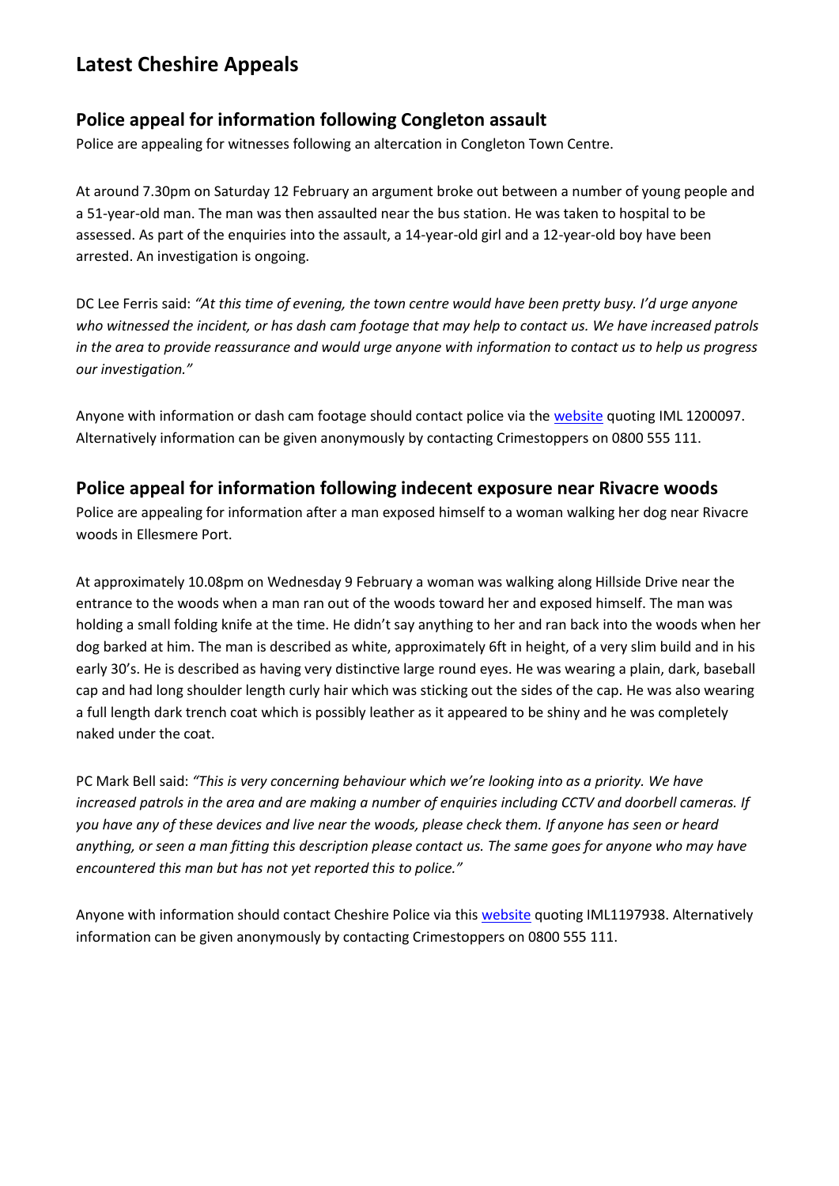# Latest Cheshire Appeals

## Police appeal for information following Congleton assault

Police are appealing for witnesses following an altercation in Congleton Town Centre.

At around 7.30pm on Saturday 12 February an argument broke out between a number of young people and a 51-year-old man. The man was then assaulted near the bus station. He was taken to hospital to be assessed. As part of the enquiries into the assault, a 14-year-old girl and a 12-year-old boy have been arrested. An investigation is ongoing.

DC Lee Ferris said: *"At this time of evening, the town centre would have been pretty busy. I'd urge anyone who witnessed the incident, or has dash cam footage that may help to contact us. We have increased patrols in the area to provide reassurance and would urge anyone with information to contact us to help us progress our investigation."*

Anyone with information or dash cam footage should contact police via the website quoting IML 1200097. Alternatively information can be given anonymously by contacting Crimestoppers on 0800 555 111.

## Police appeal for information following indecent exposure near Rivacre woods

Police are appealing for information after a man exposed himself to a woman walking her dog near Rivacre woods in Ellesmere Port.

At approximately 10.08pm on Wednesday 9 February a woman was walking along Hillside Drive near the entrance to the woods when a man ran out of the woods toward her and exposed himself. The man was holding a small folding knife at the time. He didn't say anything to her and ran back into the woods when her dog barked at him. The man is described as white, approximately 6ft in height, of a very slim build and in his early 30's. He is described as having very distinctive large round eyes. He was wearing a plain, dark, baseball cap and had long shoulder length curly hair which was sticking out the sides of the cap. He was also wearing a full length dark trench coat which is possibly leather as it appeared to be shiny and he was completely naked under the coat.

PC Mark Bell said: *"This is very concerning behaviour which we're looking into as a priority. We have increased patrols in the area and are making a number of enquiries including CCTV and doorbell cameras. If you have any of these devices and live near the woods, please check them. If anyone has seen or heard anything, or seen a man fitting this description please contact us. The same goes for anyone who may have encountered this man but has not yet reported this to police."*

Anyone with information should contact Cheshire Police via this website quoting IML1197938. Alternatively information can be given anonymously by contacting Crimestoppers on 0800 555 111.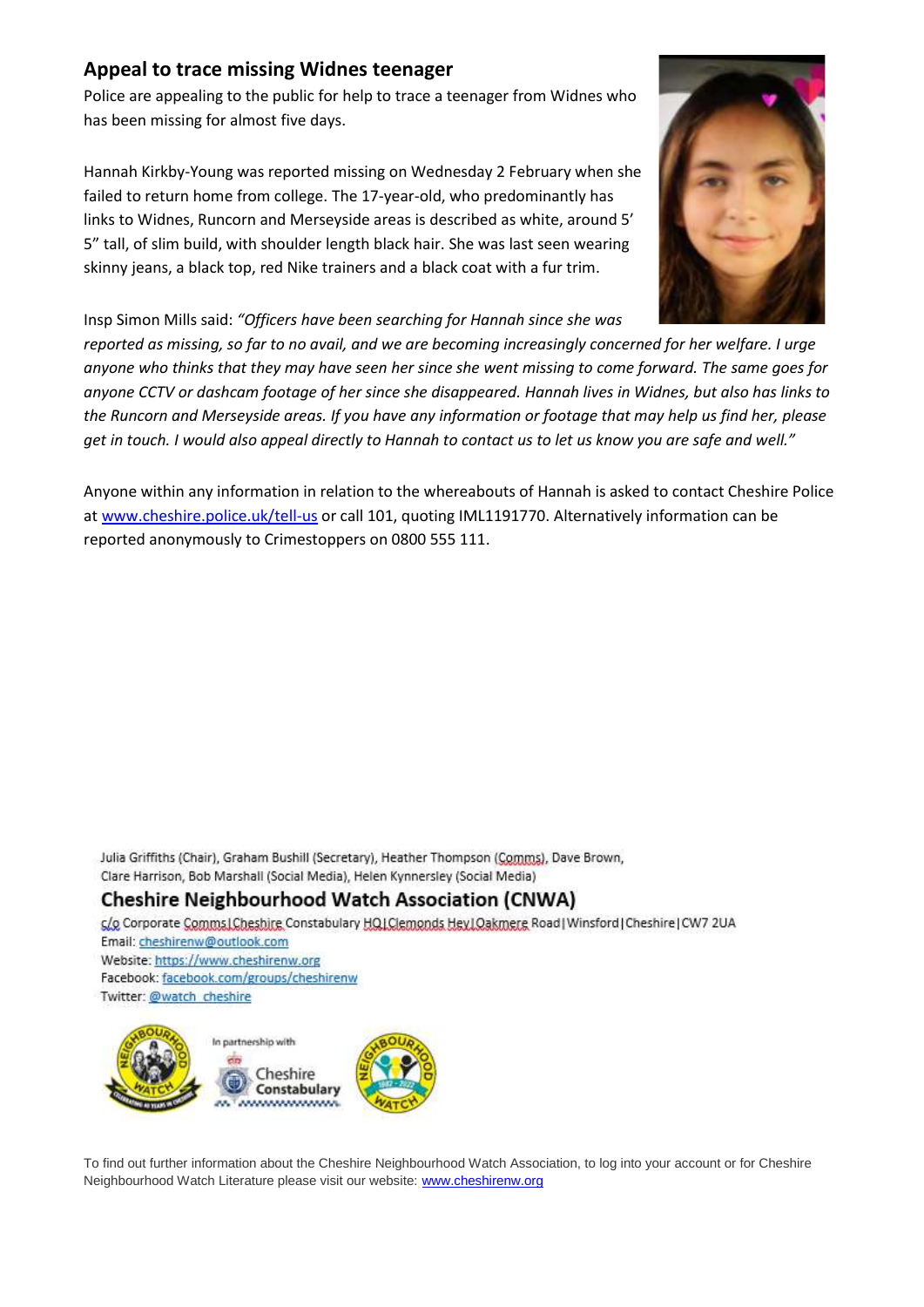## Appeal to trace missing Widnes teenager

Police are appealing to the public for help to trace a teenager from Widnes who has been missing for almost five days.

Hannah Kirkby-Young was reported missing on Wednesday 2 February when she failed to return home from college. The 17-year-old, who predominantly has links to Widnes, Runcorn and Merseyside areas is described as white, around 5' 5" tall, of slim build, with shoulder length black hair. She was last seen wearing skinny jeans, a black top, red Nike trainers and a black coat with a fur trim.

Insp Simon Mills said: *"Officers have been searching for Hannah since she was reported as missing, so far to no avail, and we are becoming increasingly concerned for her welfare. I urge anyone who thinks that they may have seen her since she went missing to come forward. The same goes for anyone CCTV or dashcam footage of her since she disappeared. Hannah lives in Widnes, but also has links to the Runcorn and Merseyside areas. If you have any information or footage that may help us find her, please get in touch. I would also appeal directly to Hannah to contact us to let us know you are safe and well."*

Anyone within any information in relation to the whereabouts of Hannah is asked to contact Cheshire Police at www.cheshire.police.uk/tell-us or call 101, quoting IML1191770. Alternatively information can be reported anonymously to Crimestoppers on 0800 555 111.

Julia Griffiths (Chair), Graham Bushill (Secretary), Heather Thompson (Comms), Dave Brown, Clare Harrison, Bob Marshall (Social Media), Helen Kynnersley (Social Media)

### Cheshire Neighbourhood Watch Association (CNWA)

c/o Corporate Comms | Cheshire Constabulary HQ | Clemonds Hey | Oakmere Road | Winsford | Cheshire | CW7 2UA
Email: cheshirenw@outlook.com
Website: https://www.cheshirenw.org
Facebook: facebook.com/groups/cheshirenw
Twitter: @watch_cheshire

In partnership with Cheshire Constabulary

To find out further information about the Cheshire Neighbourhood Watch Association, to log into your account or for Cheshire Neighbourhood Watch Literature please visit our website: www.cheshirenw.org